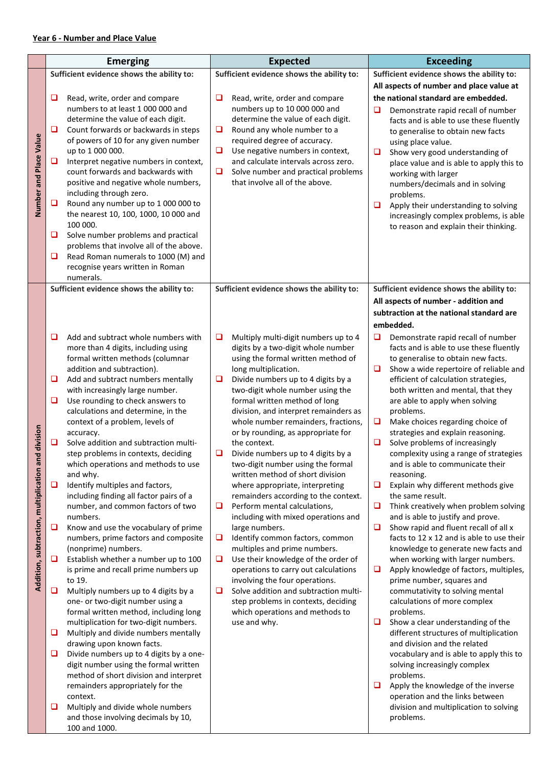**Year 6 - Number and Place Value**

| | Emerging | Expected | Exceeding |
|---|---|---|---|
| **Number and Place Value** | **Sufficient evidence shows the ability to:**<br><br>❑ Read, write, order and compare numbers to at least 1 000 000 and determine the value of each digit.<br>❑ Count forwards or backwards in steps of powers of 10 for any given number up to 1 000 000.<br>❑ Interpret negative numbers in context, count forwards and backwards with positive and negative whole numbers, including through zero.<br>❑ Round any number up to 1 000 000 to the nearest 10, 100, 1000, 10 000 and 100 000.<br>❑ Solve number problems and practical problems that involve all of the above.<br>❑ Read Roman numerals to 1000 (M) and recognise years written in Roman numerals. | **Sufficient evidence shows the ability to:**<br><br>❑ Read, write, order and compare numbers up to 10 000 000 and determine the value of each digit.<br>❑ Round any whole number to a required degree of accuracy.<br>❑ Use negative numbers in context, and calculate intervals across zero.<br>❑ Solve number and practical problems that involve all of the above. | **Sufficient evidence shows the ability to:**<br>**All aspects of number and place value at the national standard are embedded.**<br>❑ Demonstrate rapid recall of number facts and is able to use these fluently to generalise to obtain new facts using place value.<br>❑ Show very good understanding of place value and is able to apply this to working with larger numbers/decimals and in solving problems.<br>❑ Apply their understanding to solving increasingly complex problems, is able to reason and explain their thinking. |
| **Addition, subtraction, multiplication and division** | **Sufficient evidence shows the ability to:**<br><br>❑ Add and subtract whole numbers with more than 4 digits, including using formal written methods (columnar addition and subtraction).<br>❑ Add and subtract numbers mentally with increasingly large number.<br>❑ Use rounding to check answers to calculations and determine, in the context of a problem, levels of accuracy.<br>❑ Solve addition and subtraction multi-step problems in contexts, deciding which operations and methods to use and why.<br>❑ Identify multiples and factors, including finding all factor pairs of a number, and common factors of two numbers.<br>❑ Know and use the vocabulary of prime numbers, prime factors and composite (nonprime) numbers.<br>❑ Establish whether a number up to 100 is prime and recall prime numbers up to 19.<br>❑ Multiply numbers up to 4 digits by a one- or two-digit number using a formal written method, including long multiplication for two-digit numbers.<br>❑ Multiply and divide numbers mentally drawing upon known facts.<br>❑ Divide numbers up to 4 digits by a one-digit number using the formal written method of short division and interpret remainders appropriately for the context.<br>❑ Multiply and divide whole numbers and those involving decimals by 10, 100 and 1000. | **Sufficient evidence shows the ability to:**<br><br>❑ Multiply multi-digit numbers up to 4 digits by a two-digit whole number using the formal written method of long multiplication.<br>❑ Divide numbers up to 4 digits by a two-digit whole number using the formal written method of long division, and interpret remainders as whole number remainders, fractions, or by rounding, as appropriate for the context.<br>❑ Divide numbers up to 4 digits by a two-digit number using the formal written method of short division where appropriate, interpreting remainders according to the context.<br>❑ Perform mental calculations, including with mixed operations and large numbers.<br>❑ Identify common factors, common multiples and prime numbers.<br>❑ Use their knowledge of the order of operations to carry out calculations involving the four operations.<br>❑ Solve addition and subtraction multi-step problems in contexts, deciding which operations and methods to use and why. | **Sufficient evidence shows the ability to:**<br>**All aspects of number - addition and subtraction at the national standard are embedded.**<br>❑ Demonstrate rapid recall of number facts and is able to use these fluently to generalise to obtain new facts.<br>❑ Show a wide repertoire of reliable and efficient of calculation strategies, both written and mental, that they are able to apply when solving problems.<br>❑ Make choices regarding choice of strategies and expressing reasoning.<br>❑ Solve problems of increasingly complexity using a range of strategies and is able to communicate their reasoning.<br>❑ Explain why different methods give the same result.<br>❑ Think creatively when problem solving and is able to justify and prove.<br>❑ Show rapid and fluent recall of all x facts to 12 x 12 and is able to use their knowledge to generate new facts and when working with larger numbers.<br>❑ Apply knowledge of factors, multiples, prime number, squares and commutativity to solving mental calculations of more complex problems.<br>❑ Show a clear understanding of the different structures of multiplication and division and the related vocabulary and is able to apply this to solving increasingly complex problems.<br>❑ Apply the knowledge of the inverse operation and the links between division and multiplication to solving problems. |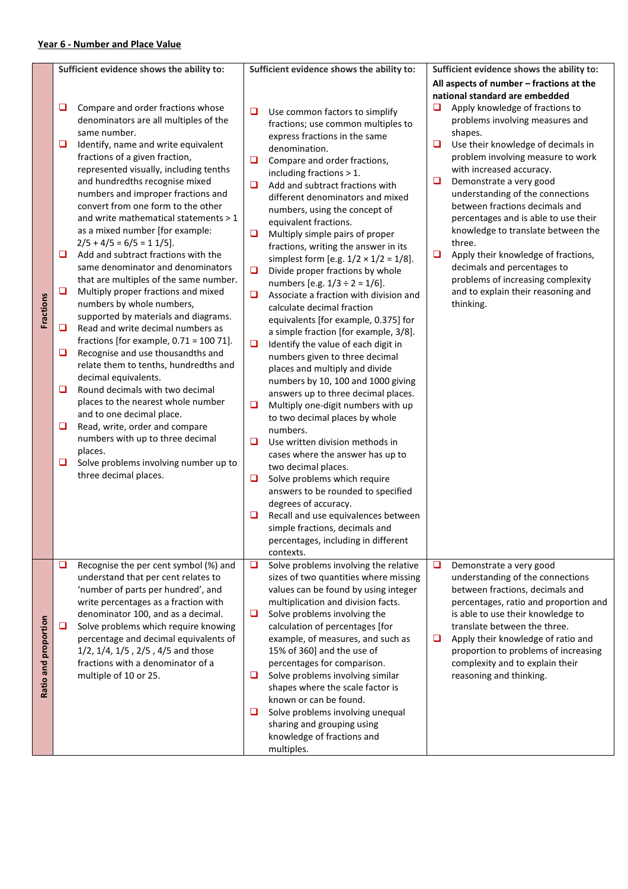**Year 6 - Number and Place Value**

| | Sufficient evidence shows the ability to: | Sufficient evidence shows the ability to: | Sufficient evidence shows the ability to: **All aspects of number – fractions at the national standard are embedded** |
|---|---|---|---|
| **Fractions** | ❑ Compare and order fractions whose denominators are all multiples of the same number.<br>❑ Identify, name and write equivalent fractions of a given fraction, represented visually, including tenths and hundredths recognise mixed numbers and improper fractions and convert from one form to the other and write mathematical statements > 1 as a mixed number [for example: $2/5 + 4/5 = 6/5 = 1\ 1/5$].<br>❑ Add and subtract fractions with the same denominator and denominators that are multiples of the same number.<br>❑ Multiply proper fractions and mixed numbers by whole numbers, supported by materials and diagrams.<br>❑ Read and write decimal numbers as fractions [for example, 0.71 = 100 71].<br>❑ Recognise and use thousandths and relate them to tenths, hundredths and decimal equivalents.<br>❑ Round decimals with two decimal places to the nearest whole number and to one decimal place.<br>❑ Read, write, order and compare numbers with up to three decimal places.<br>❑ Solve problems involving number up to three decimal places. | ❑ Use common factors to simplify fractions; use common multiples to express fractions in the same denomination.<br>❑ Compare and order fractions, including fractions > 1.<br>❑ Add and subtract fractions with different denominators and mixed numbers, using the concept of equivalent fractions.<br>❑ Multiply simple pairs of proper fractions, writing the answer in its simplest form [e.g. $1/2 \times 1/2 = 1/8$].<br>❑ Divide proper fractions by whole numbers [e.g. $1/3 \div 2 = 1/6$].<br>❑ Associate a fraction with division and calculate decimal fraction equivalents [for example, 0.375] for a simple fraction [for example, 3/8].<br>❑ Identify the value of each digit in numbers given to three decimal places and multiply and divide numbers by 10, 100 and 1000 giving answers up to three decimal places.<br>❑ Multiply one-digit numbers with up to two decimal places by whole numbers.<br>❑ Use written division methods in cases where the answer has up to two decimal places.<br>❑ Solve problems which require answers to be rounded to specified degrees of accuracy.<br>❑ Recall and use equivalences between simple fractions, decimals and percentages, including in different contexts. | ❑ Apply knowledge of fractions to problems involving measures and shapes.<br>❑ Use their knowledge of decimals in problem involving measure to work with increased accuracy.<br>❑ Demonstrate a very good understanding of the connections between fractions decimals and percentages and is able to use their knowledge to translate between the three.<br>❑ Apply their knowledge of fractions, decimals and percentages to problems of increasing complexity and to explain their reasoning and thinking. |
| **Ratio and proportion** | ❑ Recognise the per cent symbol (%) and understand that per cent relates to 'number of parts per hundred', and write percentages as a fraction with denominator 100, and as a decimal.<br>❑ Solve problems which require knowing percentage and decimal equivalents of 1/2, 1/4, 1/5 , 2/5 , 4/5 and those fractions with a denominator of a multiple of 10 or 25. | ❑ Solve problems involving the relative sizes of two quantities where missing values can be found by using integer multiplication and division facts.<br>❑ Solve problems involving the calculation of percentages [for example, of measures, and such as 15% of 360] and the use of percentages for comparison.<br>❑ Solve problems involving similar shapes where the scale factor is known or can be found.<br>❑ Solve problems involving unequal sharing and grouping using knowledge of fractions and multiples. | ❑ Demonstrate a very good understanding of the connections between fractions, decimals and percentages, ratio and proportion and is able to use their knowledge to translate between the three.<br>❑ Apply their knowledge of ratio and proportion to problems of increasing complexity and to explain their reasoning and thinking. |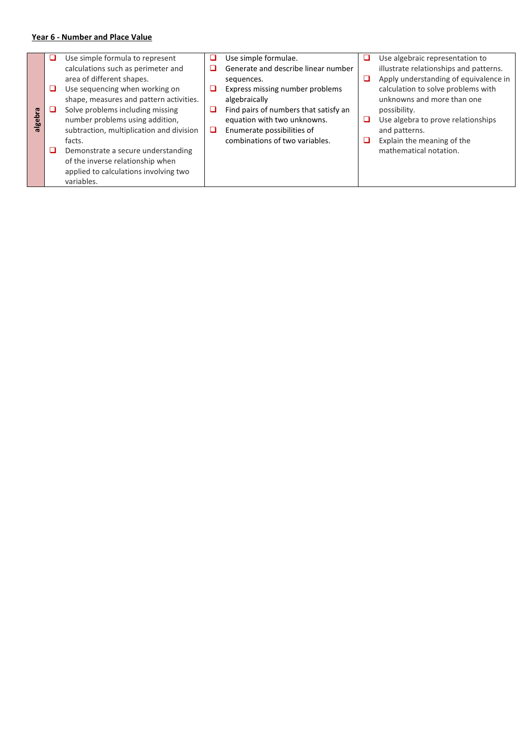**Year 6 - Number and Place Value**

| | | | |
|---|---|---|---|
| **algebra** | ❑ Use simple formula to represent calculations such as perimeter and area of different shapes.<br>❑ Use sequencing when working on shape, measures and pattern activities.<br>❑ Solve problems including missing number problems using addition, subtraction, multiplication and division facts.<br>❑ Demonstrate a secure understanding of the inverse relationship when applied to calculations involving two variables. | ❑ Use simple formulae.<br>❑ Generate and describe linear number sequences.<br>❑ Express missing number problems algebraically<br>❑ Find pairs of numbers that satisfy an equation with two unknowns.<br>❑ Enumerate possibilities of combinations of two variables. | ❑ Use algebraic representation to illustrate relationships and patterns.<br>❑ Apply understanding of equivalence in calculation to solve problems with unknowns and more than one possibility.<br>❑ Use algebra to prove relationships and patterns.<br>❑ Explain the meaning of the mathematical notation. |